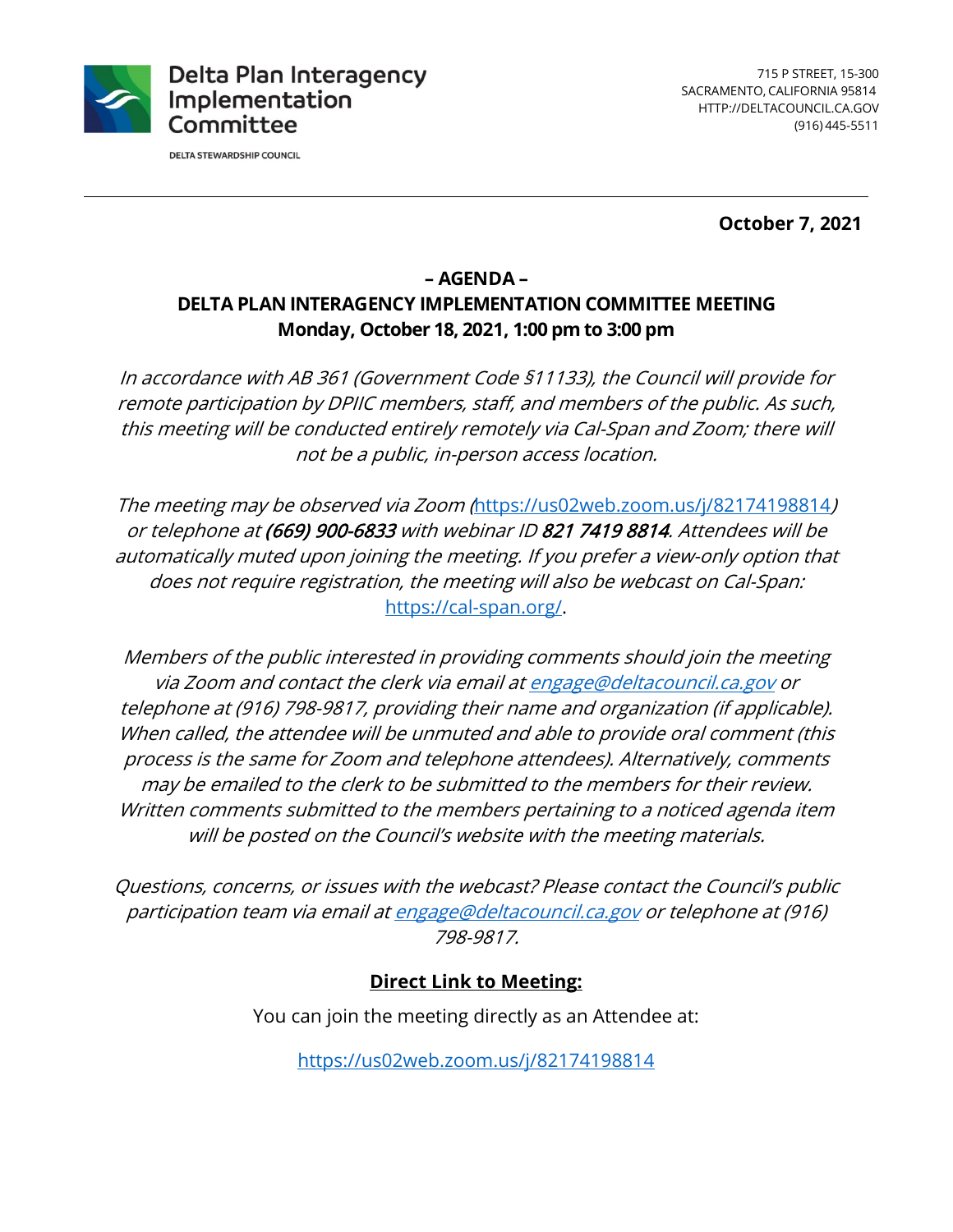**Delta Plan Interagency Implementation Committee**

DELTA STEWARDSHIP COUNCIL

715 P STREET, 15-300
SACRAMENTO, CALIFORNIA 95814
HTTP://DELTACOUNCIL.CA.GOV
(916) 445-5511

---

**October 7, 2021**

**– AGENDA –**
**DELTA PLAN INTERAGENCY IMPLEMENTATION COMMITTEE MEETING**
**Monday, October 18, 2021, 1:00 pm to 3:00 pm**

*In accordance with AB 361 (Government Code §11133), the Council will provide for remote participation by DPIIC members, staff, and members of the public. As such, this meeting will be conducted entirely remotely via Cal-Span and Zoom; there will not be a public, in-person access location.*

*The meeting may be observed via Zoom (https://us02web.zoom.us/j/82174198814) or telephone at **(669) 900-6833** with webinar ID **821 7419 8814**. Attendees will be automatically muted upon joining the meeting. If you prefer a view-only option that does not require registration, the meeting will also be webcast on Cal-Span: https://cal-span.org/.*

*Members of the public interested in providing comments should join the meeting via Zoom and contact the clerk via email at engage@deltacouncil.ca.gov or telephone at (916) 798-9817, providing their name and organization (if applicable). When called, the attendee will be unmuted and able to provide oral comment (this process is the same for Zoom and telephone attendees). Alternatively, comments may be emailed to the clerk to be submitted to the members for their review. Written comments submitted to the members pertaining to a noticed agenda item will be posted on the Council's website with the meeting materials.*

*Questions, concerns, or issues with the webcast? Please contact the Council's public participation team via email at engage@deltacouncil.ca.gov or telephone at (916) 798-9817.*

**Direct Link to Meeting:**

You can join the meeting directly as an Attendee at:

https://us02web.zoom.us/j/82174198814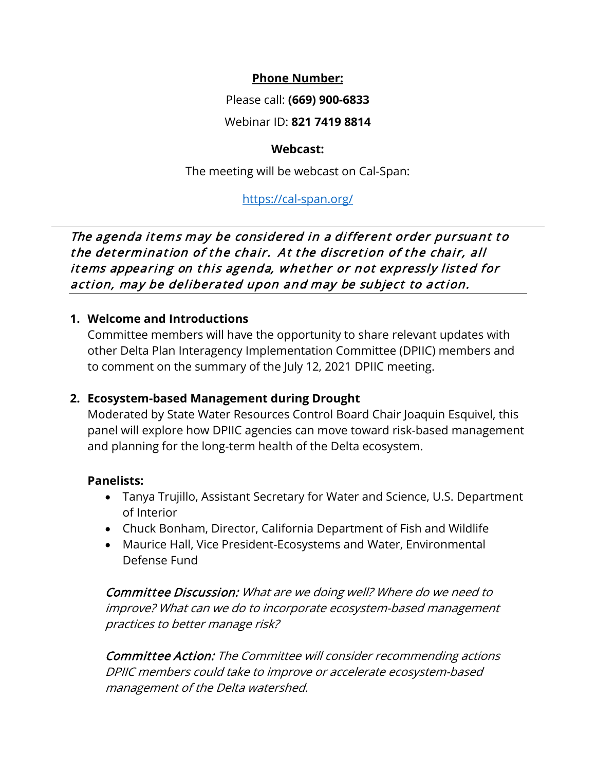**Phone Number:**

Please call: **(669) 900-6833**

Webinar ID: **821 7419 8814**

**Webcast:**

The meeting will be webcast on Cal-Span:

https://cal-span.org/

---

*The agenda items may be considered in a different order pursuant to the determination of the chair. At the discretion of the chair, all items appearing on this agenda, whether or not expressly listed for action, may be deliberated upon and may be subject to action.*

---

1. **Welcome and Introductions**
   Committee members will have the opportunity to share relevant updates with other Delta Plan Interagency Implementation Committee (DPIIC) members and to comment on the summary of the July 12, 2021 DPIIC meeting.

2. **Ecosystem-based Management during Drought**
   Moderated by State Water Resources Control Board Chair Joaquin Esquivel, this panel will explore how DPIIC agencies can move toward risk-based management and planning for the long-term health of the Delta ecosystem.

   **Panelists:**
   - Tanya Trujillo, Assistant Secretary for Water and Science, U.S. Department of Interior
   - Chuck Bonham, Director, California Department of Fish and Wildlife
   - Maurice Hall, Vice President-Ecosystems and Water, Environmental Defense Fund

   *Committee Discussion: What are we doing well? Where do we need to improve? What can we do to incorporate ecosystem-based management practices to better manage risk?*

   *Committee Action: The Committee will consider recommending actions DPIIC members could take to improve or accelerate ecosystem-based management of the Delta watershed.*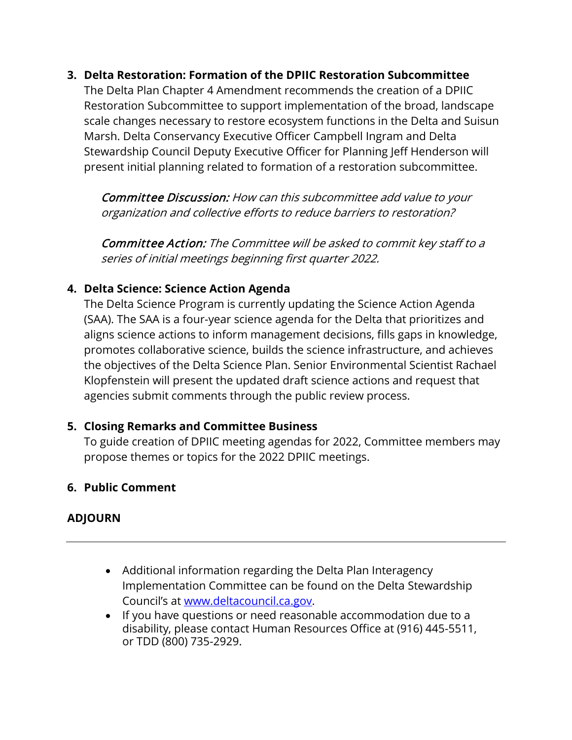3. **Delta Restoration: Formation of the DPIIC Restoration Subcommittee**
   The Delta Plan Chapter 4 Amendment recommends the creation of a DPIIC Restoration Subcommittee to support implementation of the broad, landscape scale changes necessary to restore ecosystem functions in the Delta and Suisun Marsh. Delta Conservancy Executive Officer Campbell Ingram and Delta Stewardship Council Deputy Executive Officer for Planning Jeff Henderson will present initial planning related to formation of a restoration subcommittee.

   *Committee Discussion: How can this subcommittee add value to your organization and collective efforts to reduce barriers to restoration?*

   *Committee Action: The Committee will be asked to commit key staff to a series of initial meetings beginning first quarter 2022.*

4. **Delta Science: Science Action Agenda**
   The Delta Science Program is currently updating the Science Action Agenda (SAA). The SAA is a four-year science agenda for the Delta that prioritizes and aligns science actions to inform management decisions, fills gaps in knowledge, promotes collaborative science, builds the science infrastructure, and achieves the objectives of the Delta Science Plan. Senior Environmental Scientist Rachael Klopfenstein will present the updated draft science actions and request that agencies submit comments through the public review process.

5. **Closing Remarks and Committee Business**
   To guide creation of DPIIC meeting agendas for 2022, Committee members may propose themes or topics for the 2022 DPIIC meetings.

6. **Public Comment**

**ADJOURN**

---

- Additional information regarding the Delta Plan Interagency Implementation Committee can be found on the Delta Stewardship Council's at [www.deltacouncil.ca.gov](http://www.deltacouncil.ca.gov).
- If you have questions or need reasonable accommodation due to a disability, please contact Human Resources Office at (916) 445-5511, or TDD (800) 735-2929.